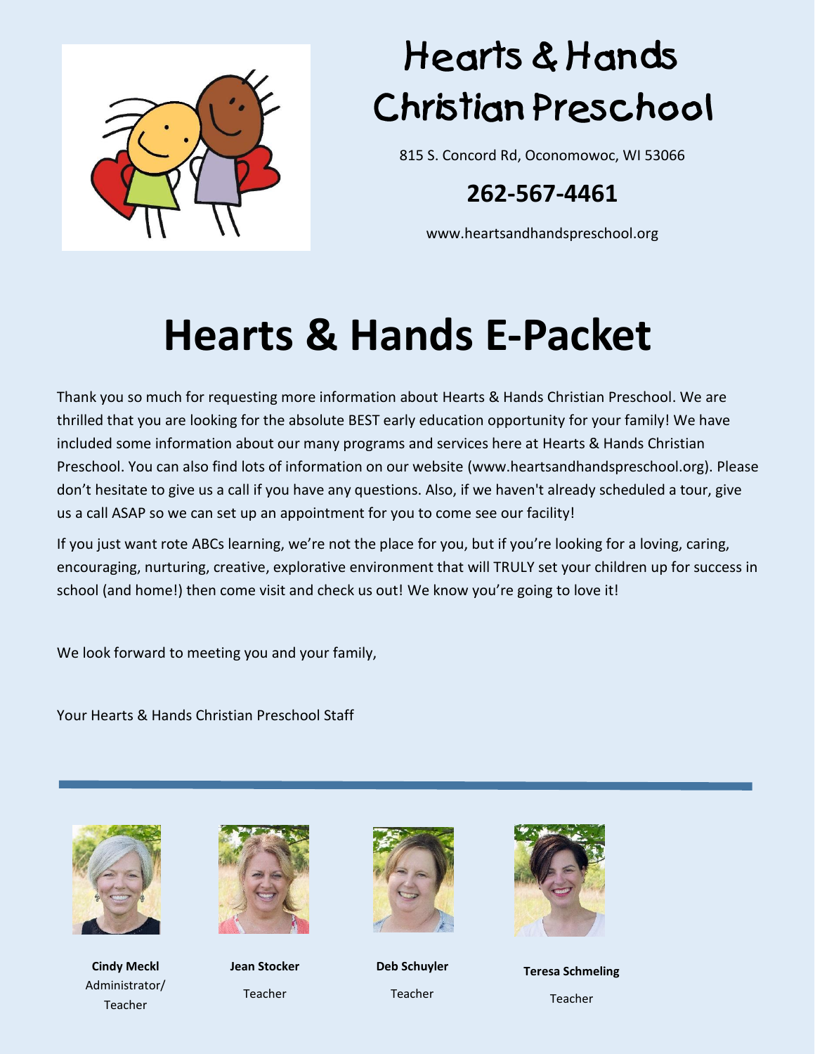# Hearts & Hands Christian Preschool

815 S. Concord Rd, Oconomowoc, WI 53066

**262-567-4461**

www.heartsandhandspreschool.org

# Hearts & Hands E-Packet

Thank you so much for requesting more information about Hearts & Hands Christian Preschool. We are thrilled that you are looking for the absolute BEST early education opportunity for your family! We have included some information about our many programs and services here at Hearts & Hands Christian Preschool. You can also find lots of information on our website (www.heartsandhandspreschool.org). Please don't hesitate to give us a call if you have any questions. Also, if we haven't already scheduled a tour, give us a call ASAP so we can set up an appointment for you to come see our facility!

If you just want rote ABCs learning, we're not the place for you, but if you're looking for a loving, caring, encouraging, nurturing, creative, explorative environment that will TRULY set your children up for success in school (and home!) then come visit and check us out! We know you're going to love it!

We look forward to meeting you and your family,

Your Hearts & Hands Christian Preschool Staff

---

**Cindy Meckl**
Administrator/ Teacher

**Jean Stocker**
Teacher

**Deb Schuyler**
Teacher

**Teresa Schmeling**
Teacher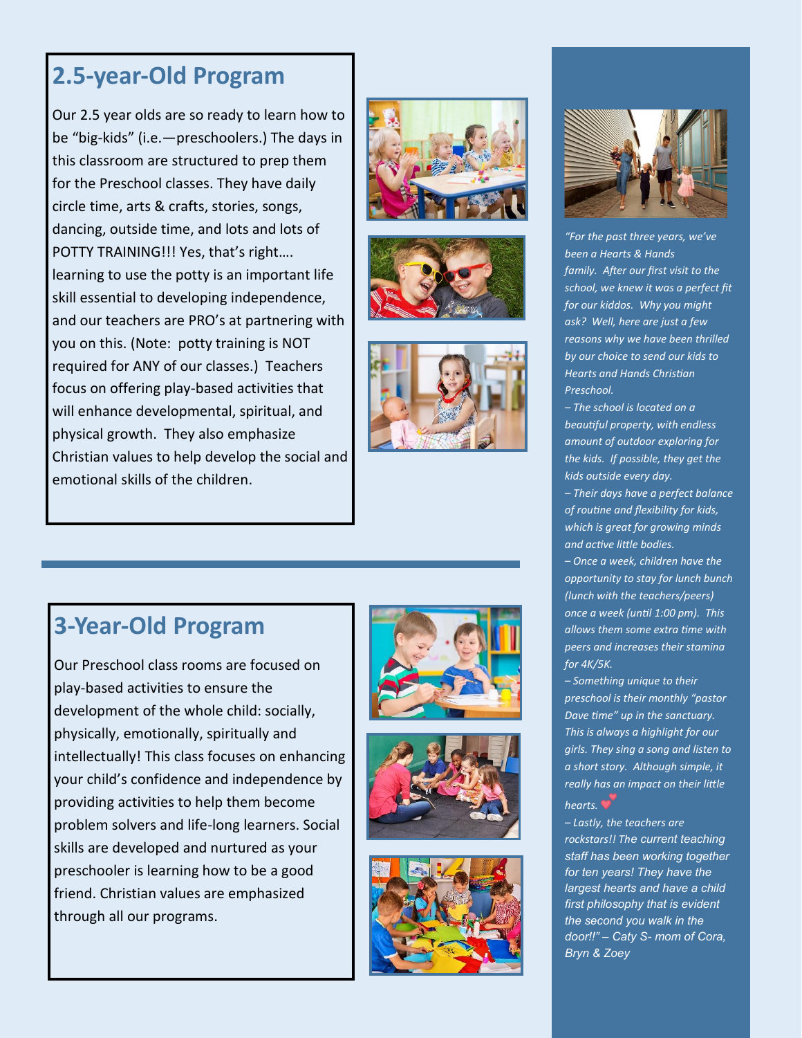## 2.5-year-Old Program

Our 2.5 year olds are so ready to learn how to be "big-kids" (i.e.—preschoolers.) The days in this classroom are structured to prep them for the Preschool classes. They have daily circle time, arts & crafts, stories, songs, dancing, outside time, and lots and lots of POTTY TRAINING!!! Yes, that's right…. learning to use the potty is an important life skill essential to developing independence, and our teachers are PRO's at partnering with you on this. (Note: potty training is NOT required for ANY of our classes.) Teachers focus on offering play-based activities that will enhance developmental, spiritual, and physical growth. They also emphasize Christian values to help develop the social and emotional skills of the children.

## 3-Year-Old Program

Our Preschool class rooms are focused on play-based activities to ensure the development of the whole child: socially, physically, emotionally, spiritually and intellectually! This class focuses on enhancing your child's confidence and independence by providing activities to help them become problem solvers and life-long learners. Social skills are developed and nurtured as your preschooler is learning how to be a good friend. Christian values are emphasized through all our programs.

*"For the past three years, we've been a Hearts & Hands family. After our first visit to the school, we knew it was a perfect fit for our kiddos. Why you might ask? Well, here are just a few reasons why we have been thrilled by our choice to send our kids to Hearts and Hands Christian Preschool.*

*– The school is located on a beautiful property, with endless amount of outdoor exploring for the kids. If possible, they get the kids outside every day.*

*– Their days have a perfect balance of routine and flexibility for kids, which is great for growing minds and active little bodies.*

*– Once a week, children have the opportunity to stay for lunch bunch (lunch with the teachers/peers) once a week (until 1:00 pm). This allows them some extra time with peers and increases their stamina for 4K/5K.*

*– Something unique to their preschool is their monthly "pastor Dave time" up in the sanctuary. This is always a highlight for our girls. They sing a song and listen to a short story. Although simple, it really has an impact on their little hearts.* ❤

*– Lastly, the teachers are rockstars!! The current teaching staff has been working together for ten years! They have the largest hearts and have a child first philosophy that is evident the second you walk in the door!!" – Caty S- mom of Cora, Bryn & Zoey*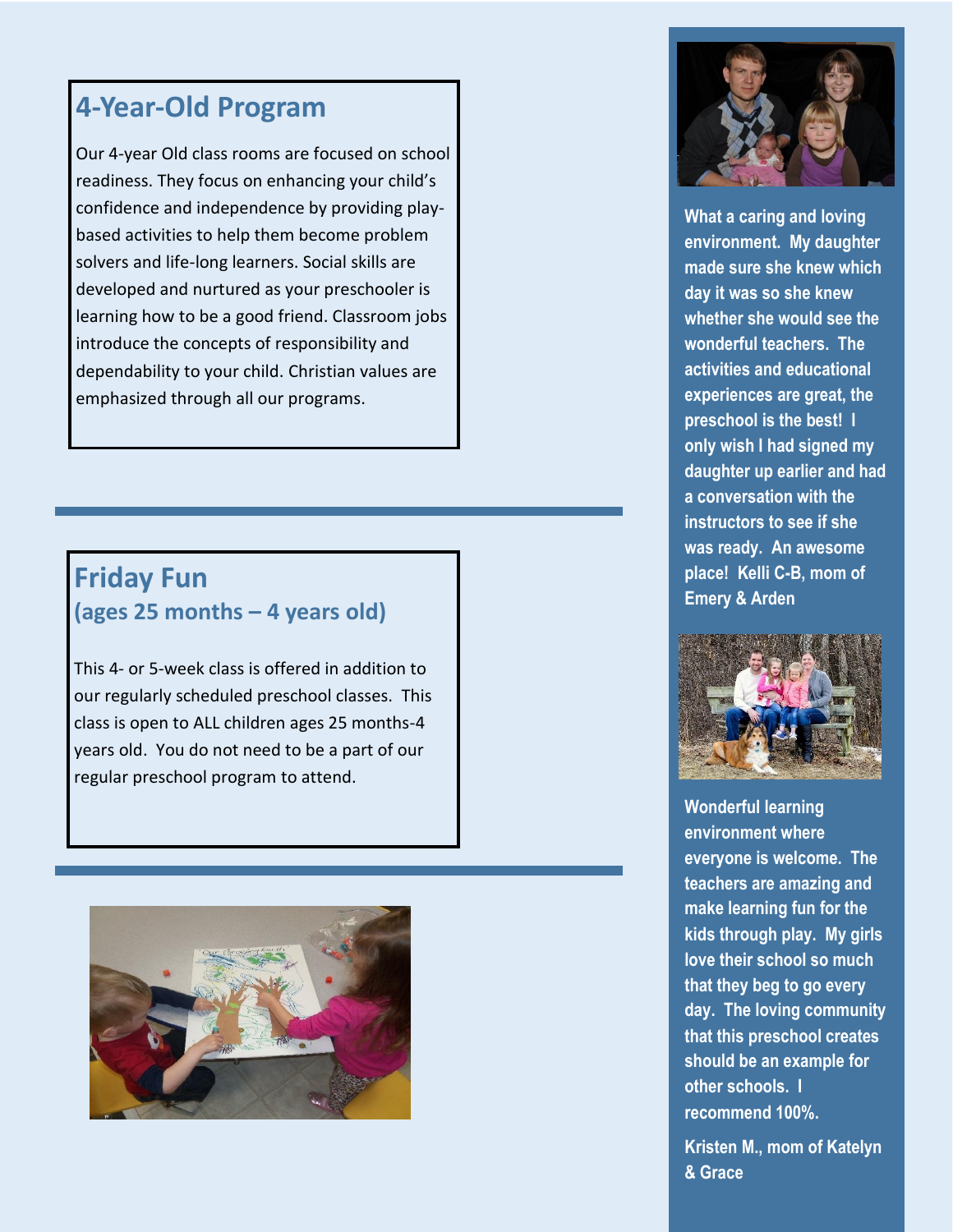## 4-Year-Old Program

Our 4-year Old class rooms are focused on school readiness. They focus on enhancing your child's confidence and independence by providing play-based activities to help them become problem solvers and life-long learners. Social skills are developed and nurtured as your preschooler is learning how to be a good friend. Classroom jobs introduce the concepts of responsibility and dependability to your child. Christian values are emphasized through all our programs.

## Friday Fun
### (ages 25 months – 4 years old)

This 4- or 5-week class is offered in addition to our regularly scheduled preschool classes. This class is open to ALL children ages 25 months-4 years old. You do not need to be a part of our regular preschool program to attend.

**What a caring and loving environment. My daughter made sure she knew which day it was so she knew whether she would see the wonderful teachers. The activities and educational experiences are great, the preschool is the best! I only wish I had signed my daughter up earlier and had a conversation with the instructors to see if she was ready. An awesome place! Kelli C-B, mom of Emery & Arden**

**Wonderful learning environment where everyone is welcome. The teachers are amazing and make learning fun for the kids through play. My girls love their school so much that they beg to go every day. The loving community that this preschool creates should be an example for other schools. I recommend 100%.**

**Kristen M., mom of Katelyn & Grace**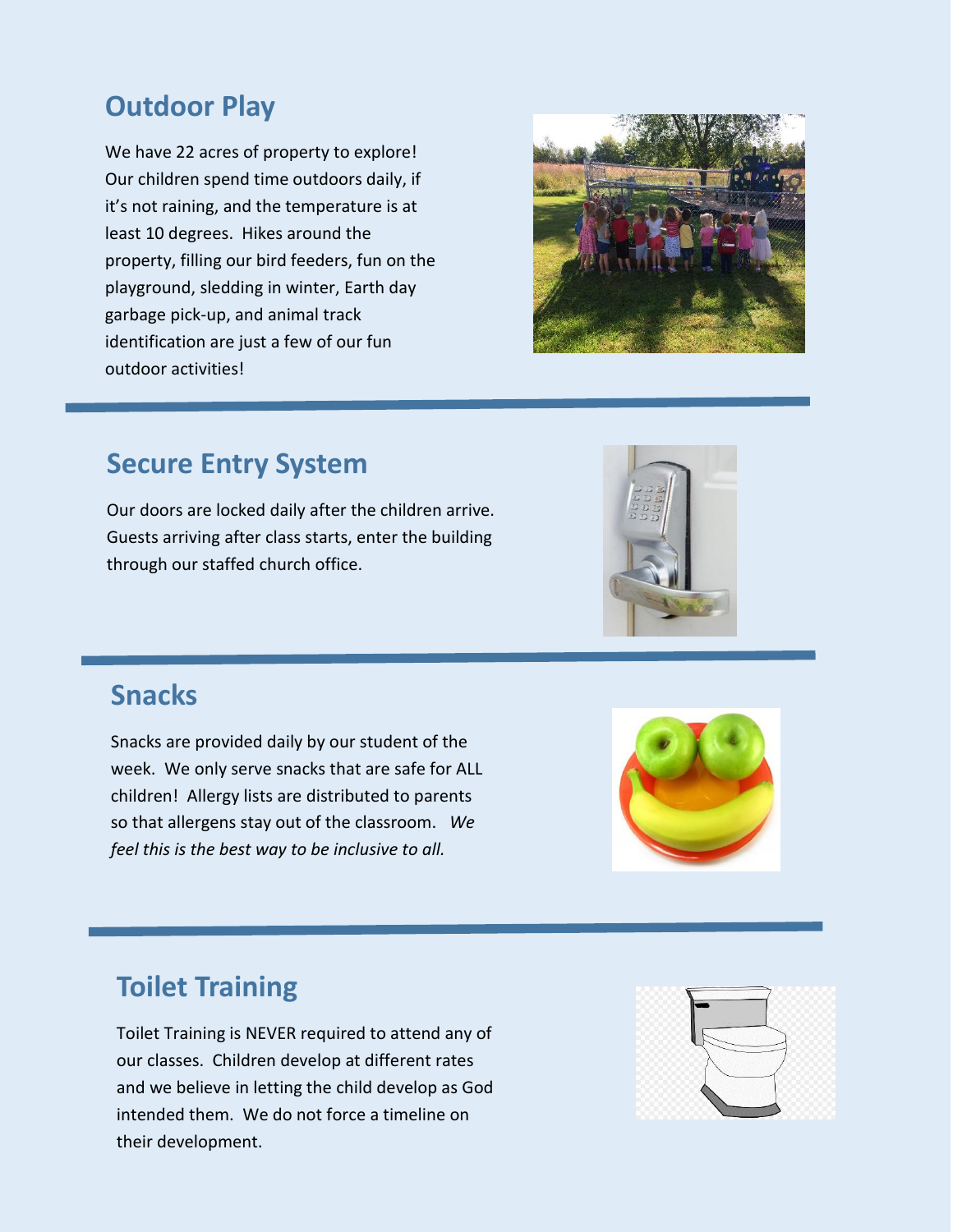## Outdoor Play

We have 22 acres of property to explore! Our children spend time outdoors daily, if it's not raining, and the temperature is at least 10 degrees. Hikes around the property, filling our bird feeders, fun on the playground, sledding in winter, Earth day garbage pick-up, and animal track identification are just a few of our fun outdoor activities!

## Secure Entry System

Our doors are locked daily after the children arrive. Guests arriving after class starts, enter the building through our staffed church office.

## Snacks

Snacks are provided daily by our student of the week. We only serve snacks that are safe for ALL children! Allergy lists are distributed to parents so that allergens stay out of the classroom. *We feel this is the best way to be inclusive to all.*

## Toilet Training

Toilet Training is NEVER required to attend any of our classes. Children develop at different rates and we believe in letting the child develop as God intended them. We do not force a timeline on their development.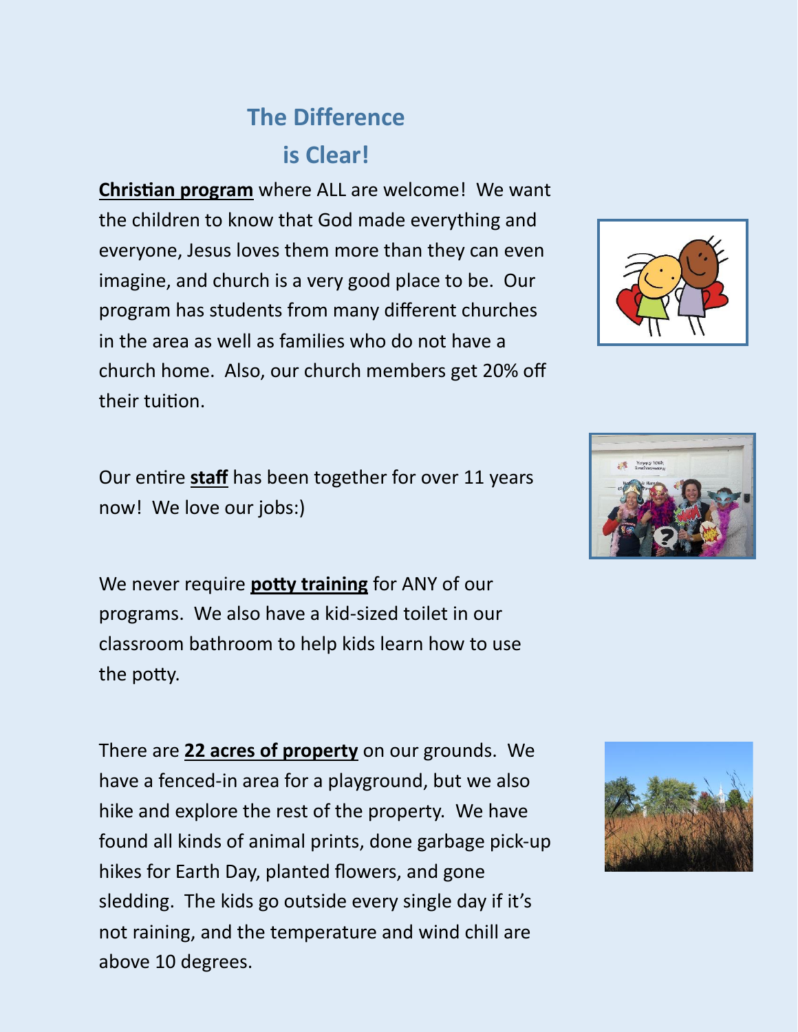## The Difference is Clear!

**Christian program** where ALL are welcome! We want the children to know that God made everything and everyone, Jesus loves them more than they can even imagine, and church is a very good place to be. Our program has students from many different churches in the area as well as families who do not have a church home. Also, our church members get 20% off their tuition.

Our entire **staff** has been together for over 11 years now! We love our jobs:)

We never require **potty training** for ANY of our programs. We also have a kid-sized toilet in our classroom bathroom to help kids learn how to use the potty.

There are **22 acres of property** on our grounds. We have a fenced-in area for a playground, but we also hike and explore the rest of the property. We have found all kinds of animal prints, done garbage pick-up hikes for Earth Day, planted flowers, and gone sledding. The kids go outside every single day if it's not raining, and the temperature and wind chill are above 10 degrees.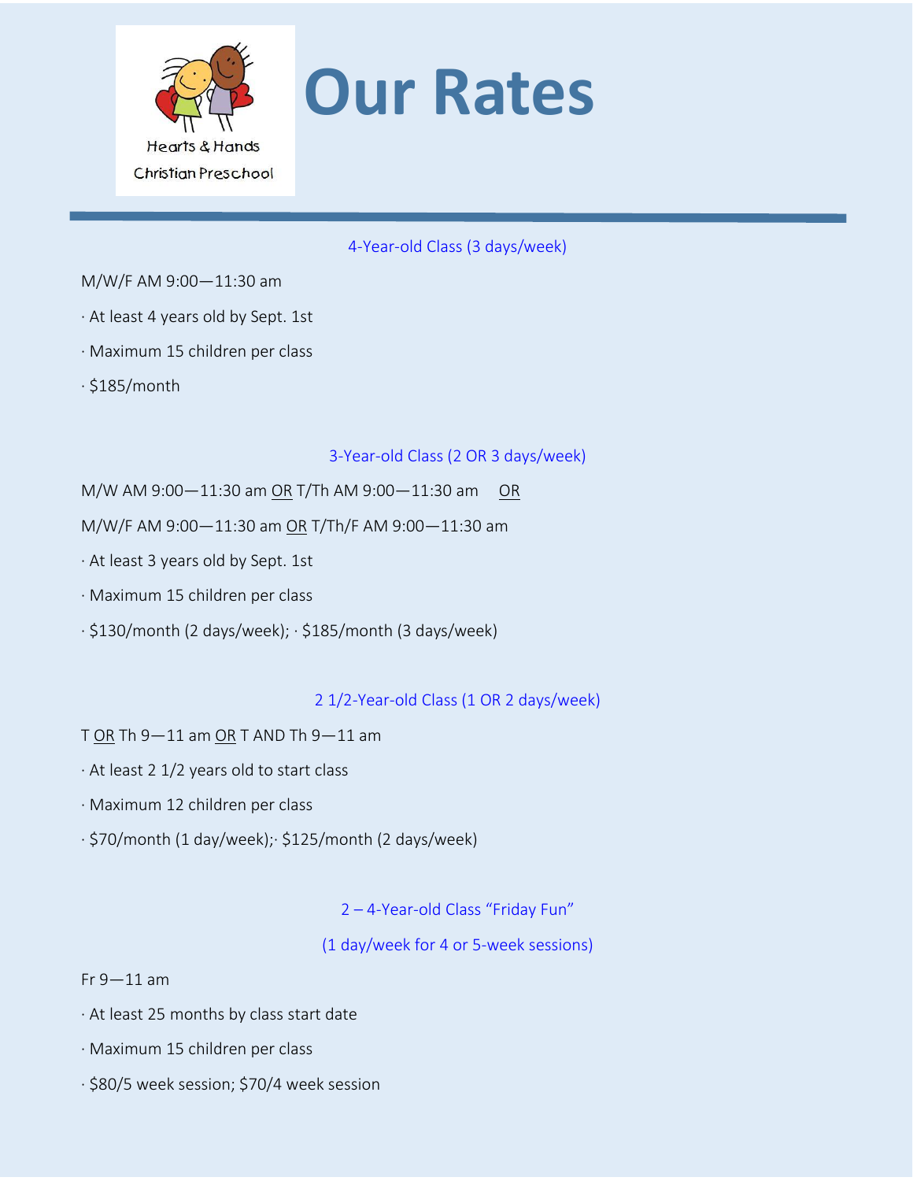Hearts & Hands

Christian Preschool

# Our Rates

---

### 4-Year-old Class (3 days/week)

M/W/F AM 9:00—11:30 am

· At least 4 years old by Sept. 1st

· Maximum 15 children per class

· $185/month

### 3-Year-old Class (2 OR 3 days/week)

M/W AM 9:00—11:30 am OR T/Th AM 9:00—11:30 am OR

M/W/F AM 9:00—11:30 am OR T/Th/F AM 9:00—11:30 am

· At least 3 years old by Sept. 1st

· Maximum 15 children per class

· $130/month (2 days/week); · $185/month (3 days/week)

### 2 1/2-Year-old Class (1 OR 2 days/week)

T OR Th 9—11 am OR T AND Th 9—11 am

· At least 2 1/2 years old to start class

· Maximum 12 children per class

· $70/month (1 day/week);· $125/month (2 days/week)

### 2 – 4-Year-old Class "Friday Fun"

### (1 day/week for 4 or 5-week sessions)

Fr 9—11 am

· At least 25 months by class start date

· Maximum 15 children per class

· $80/5 week session; $70/4 week session